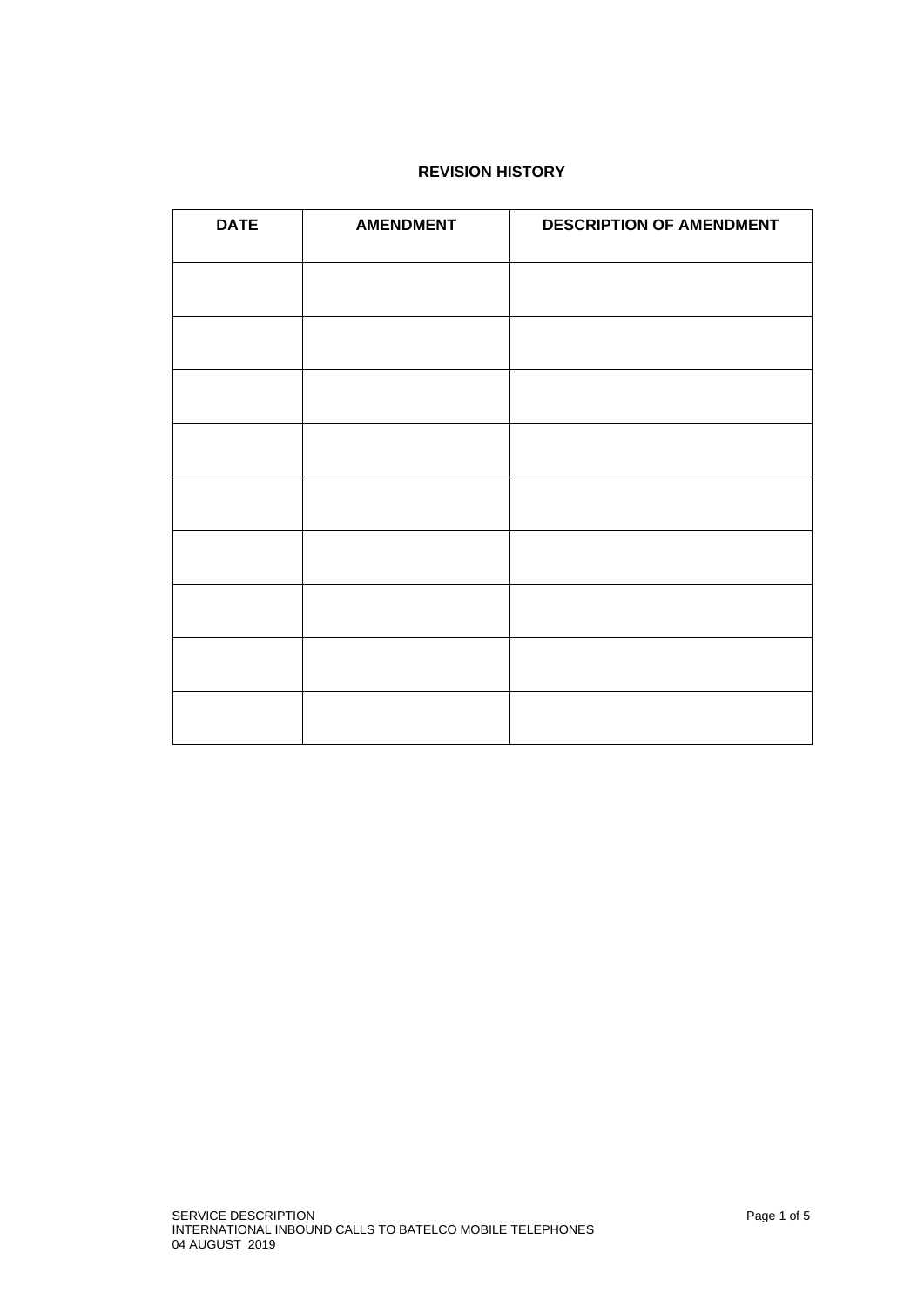## REVISION HISTORY

| DATE | AMENDMENT | DESCRIPTION OF AMENDMENT |
|---|---|---|
| | | |
| | | |
| | | |
| | | |
| | | |
| | | |
| | | |
| | | |
| | | |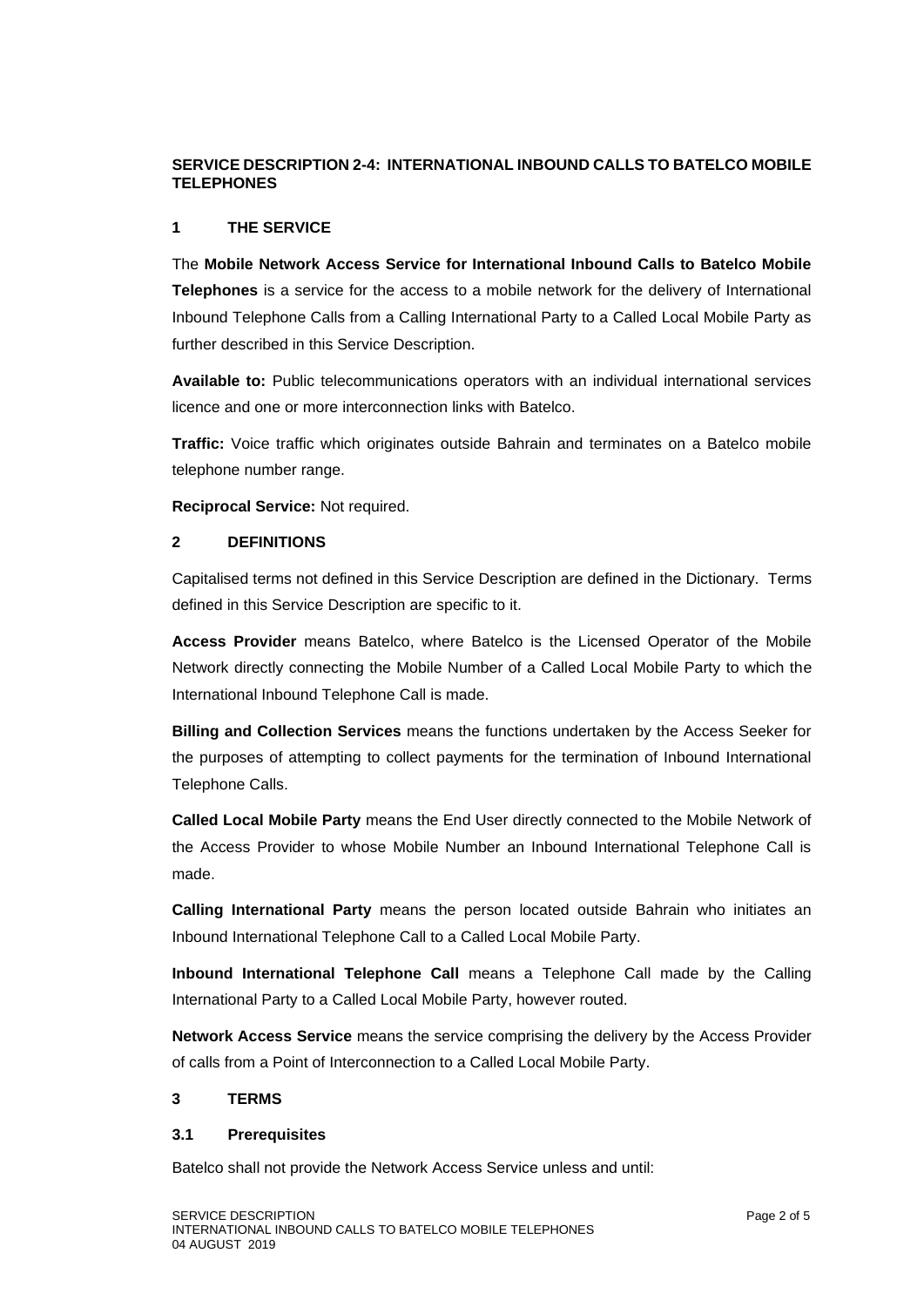## SERVICE DESCRIPTION 2-4: INTERNATIONAL INBOUND CALLS TO BATELCO MOBILE TELEPHONES

### 1 THE SERVICE

The **Mobile Network Access Service for International Inbound Calls to Batelco Mobile Telephones** is a service for the access to a mobile network for the delivery of International Inbound Telephone Calls from a Calling International Party to a Called Local Mobile Party as further described in this Service Description.

**Available to:** Public telecommunications operators with an individual international services licence and one or more interconnection links with Batelco.

**Traffic:** Voice traffic which originates outside Bahrain and terminates on a Batelco mobile telephone number range.

**Reciprocal Service:** Not required.

### 2 DEFINITIONS

Capitalised terms not defined in this Service Description are defined in the Dictionary. Terms defined in this Service Description are specific to it.

**Access Provider** means Batelco, where Batelco is the Licensed Operator of the Mobile Network directly connecting the Mobile Number of a Called Local Mobile Party to which the International Inbound Telephone Call is made.

**Billing and Collection Services** means the functions undertaken by the Access Seeker for the purposes of attempting to collect payments for the termination of Inbound International Telephone Calls.

**Called Local Mobile Party** means the End User directly connected to the Mobile Network of the Access Provider to whose Mobile Number an Inbound International Telephone Call is made.

**Calling International Party** means the person located outside Bahrain who initiates an Inbound International Telephone Call to a Called Local Mobile Party.

**Inbound International Telephone Call** means a Telephone Call made by the Calling International Party to a Called Local Mobile Party, however routed.

**Network Access Service** means the service comprising the delivery by the Access Provider of calls from a Point of Interconnection to a Called Local Mobile Party.

### 3 TERMS

#### 3.1 Prerequisites

Batelco shall not provide the Network Access Service unless and until: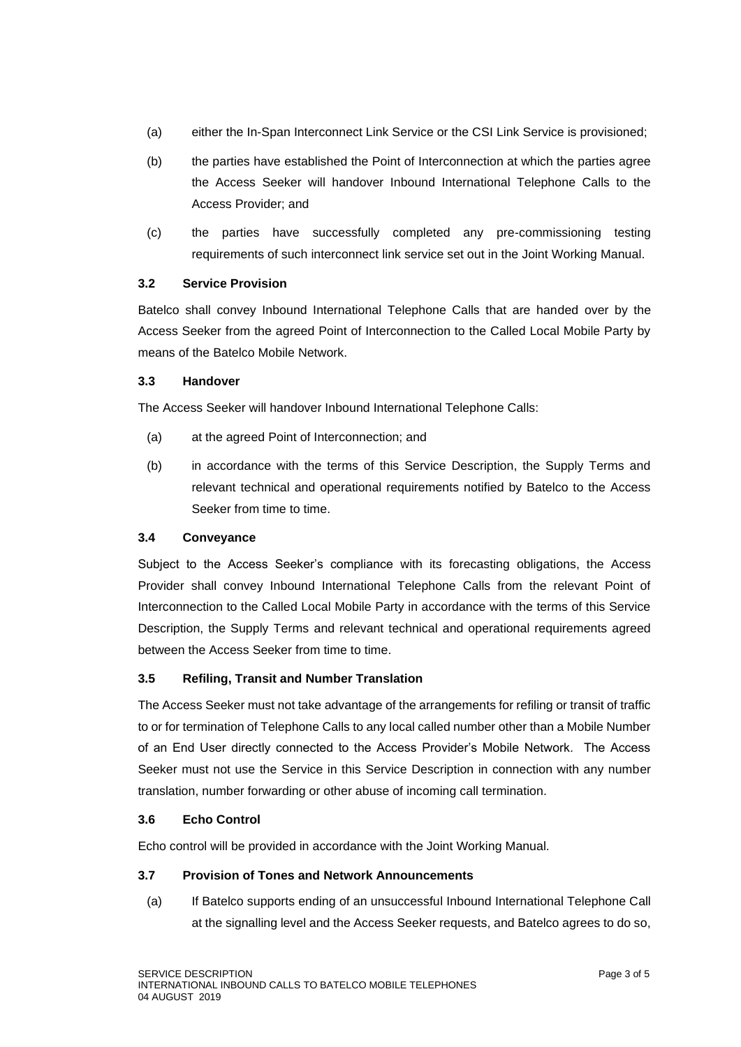(a) either the In-Span Interconnect Link Service or the CSI Link Service is provisioned;

(b) the parties have established the Point of Interconnection at which the parties agree the Access Seeker will handover Inbound International Telephone Calls to the Access Provider; and

(c) the parties have successfully completed any pre-commissioning testing requirements of such interconnect link service set out in the Joint Working Manual.

### 3.2 Service Provision

Batelco shall convey Inbound International Telephone Calls that are handed over by the Access Seeker from the agreed Point of Interconnection to the Called Local Mobile Party by means of the Batelco Mobile Network.

### 3.3 Handover

The Access Seeker will handover Inbound International Telephone Calls:

(a) at the agreed Point of Interconnection; and

(b) in accordance with the terms of this Service Description, the Supply Terms and relevant technical and operational requirements notified by Batelco to the Access Seeker from time to time.

### 3.4 Conveyance

Subject to the Access Seeker's compliance with its forecasting obligations, the Access Provider shall convey Inbound International Telephone Calls from the relevant Point of Interconnection to the Called Local Mobile Party in accordance with the terms of this Service Description, the Supply Terms and relevant technical and operational requirements agreed between the Access Seeker from time to time.

### 3.5 Refiling, Transit and Number Translation

The Access Seeker must not take advantage of the arrangements for refiling or transit of traffic to or for termination of Telephone Calls to any local called number other than a Mobile Number of an End User directly connected to the Access Provider's Mobile Network. The Access Seeker must not use the Service in this Service Description in connection with any number translation, number forwarding or other abuse of incoming call termination.

### 3.6 Echo Control

Echo control will be provided in accordance with the Joint Working Manual.

### 3.7 Provision of Tones and Network Announcements

(a) If Batelco supports ending of an unsuccessful Inbound International Telephone Call at the signalling level and the Access Seeker requests, and Batelco agrees to do so,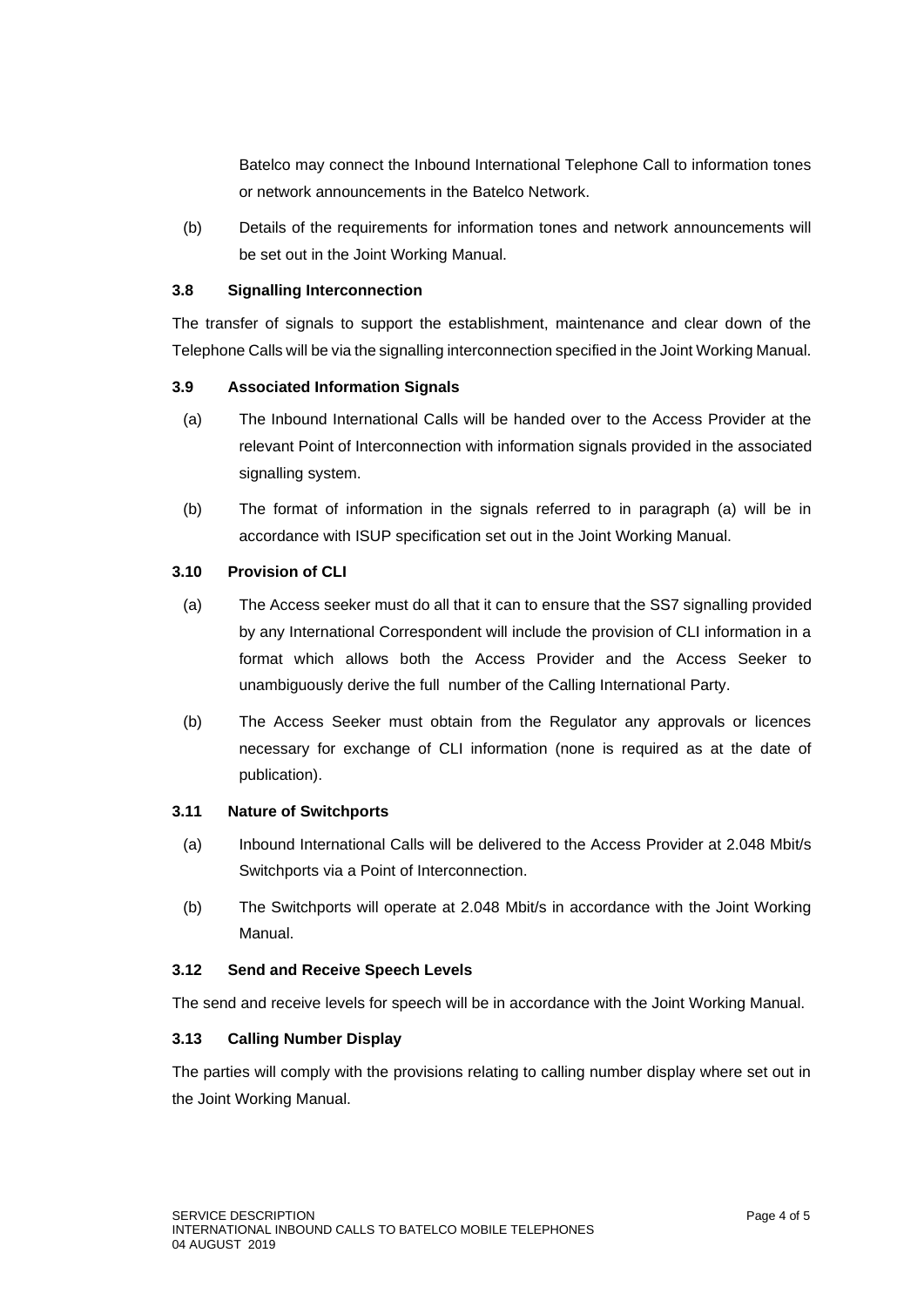Batelco may connect the Inbound International Telephone Call to information tones or network announcements in the Batelco Network.

(b) Details of the requirements for information tones and network announcements will be set out in the Joint Working Manual.

### 3.8 Signalling Interconnection

The transfer of signals to support the establishment, maintenance and clear down of the Telephone Calls will be via the signalling interconnection specified in the Joint Working Manual.

### 3.9 Associated Information Signals

(a) The Inbound International Calls will be handed over to the Access Provider at the relevant Point of Interconnection with information signals provided in the associated signalling system.

(b) The format of information in the signals referred to in paragraph (a) will be in accordance with ISUP specification set out in the Joint Working Manual.

### 3.10 Provision of CLI

(a) The Access seeker must do all that it can to ensure that the SS7 signalling provided by any International Correspondent will include the provision of CLI information in a format which allows both the Access Provider and the Access Seeker to unambiguously derive the full number of the Calling International Party.

(b) The Access Seeker must obtain from the Regulator any approvals or licences necessary for exchange of CLI information (none is required as at the date of publication).

### 3.11 Nature of Switchports

(a) Inbound International Calls will be delivered to the Access Provider at 2.048 Mbit/s Switchports via a Point of Interconnection.

(b) The Switchports will operate at 2.048 Mbit/s in accordance with the Joint Working Manual.

### 3.12 Send and Receive Speech Levels

The send and receive levels for speech will be in accordance with the Joint Working Manual.

### 3.13 Calling Number Display

The parties will comply with the provisions relating to calling number display where set out in the Joint Working Manual.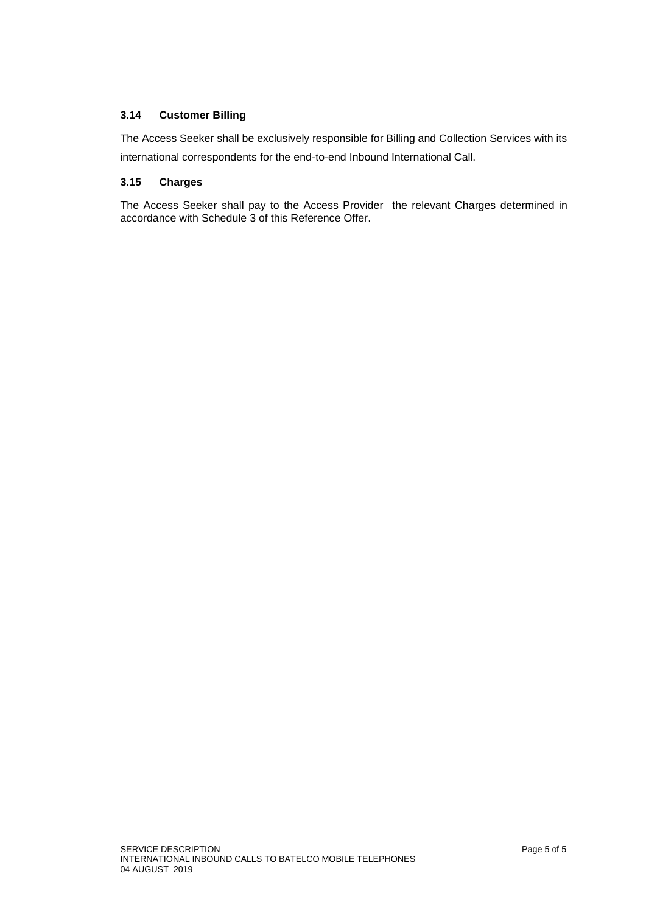### 3.14 Customer Billing

The Access Seeker shall be exclusively responsible for Billing and Collection Services with its international correspondents for the end-to-end Inbound International Call.

### 3.15 Charges

The Access Seeker shall pay to the Access Provider the relevant Charges determined in accordance with Schedule 3 of this Reference Offer.